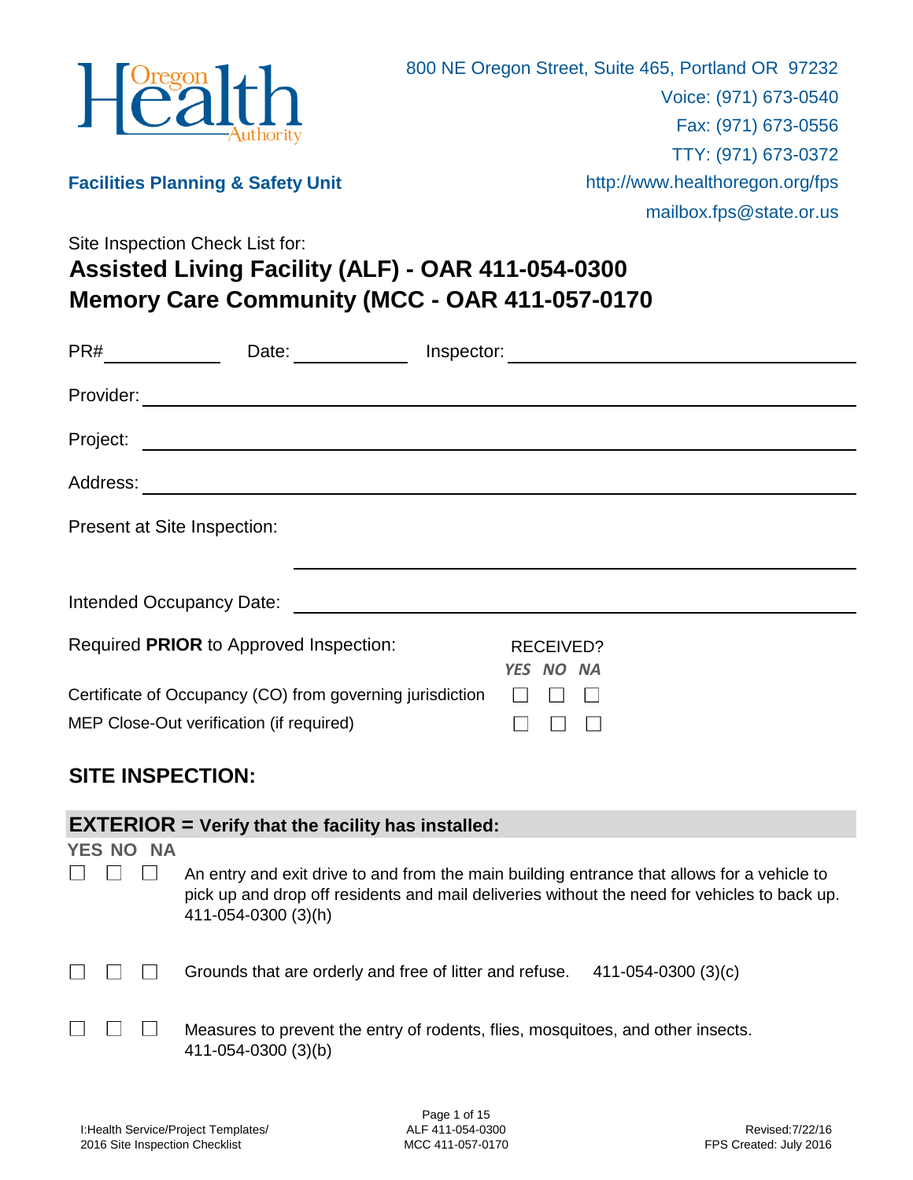Oregon Health Authority

**Facilities Planning & Safety Unit**

800 NE Oregon Street, Suite 465, Portland OR 97232
Voice: (971) 673-0540
Fax: (971) 673-0556
TTY: (971) 673-0372
http://www.healthoregon.org/fps
mailbox.fps@state.or.us

Site Inspection Check List for:

# Assisted Living Facility (ALF) - OAR 411-054-0300
# Memory Care Community (MCC - OAR 411-057-0170

PR# ____________ Date: ____________ Inspector: ______________________________

Provider: ______________________________________________________________

Project: ______________________________________________________________

Address: ______________________________________________________________

Present at Site Inspection:

______________________________________________________________

Intended Occupancy Date: ______________________________________________

| Required **PRIOR** to Approved Inspection: | RECEIVED? YES | NO | NA |
|---|---|---|---|
| Certificate of Occupancy (CO) from governing jurisdiction | ☐ | ☐ | ☐ |
| MEP Close-Out verification (if required) | ☐ | ☐ | ☐ |

## SITE INSPECTION:

### EXTERIOR = Verify that the facility has installed:

| YES | NO | NA | |
|---|---|---|---|
| ☐ | ☐ | ☐ | An entry and exit drive to and from the main building entrance that allows for a vehicle to pick up and drop off residents and mail deliveries without the need for vehicles to back up. 411-054-0300 (3)(h) |
| ☐ | ☐ | ☐ | Grounds that are orderly and free of litter and refuse. 411-054-0300 (3)(c) |
| ☐ | ☐ | ☐ | Measures to prevent the entry of rodents, flies, mosquitoes, and other insects. 411-054-0300 (3)(b) |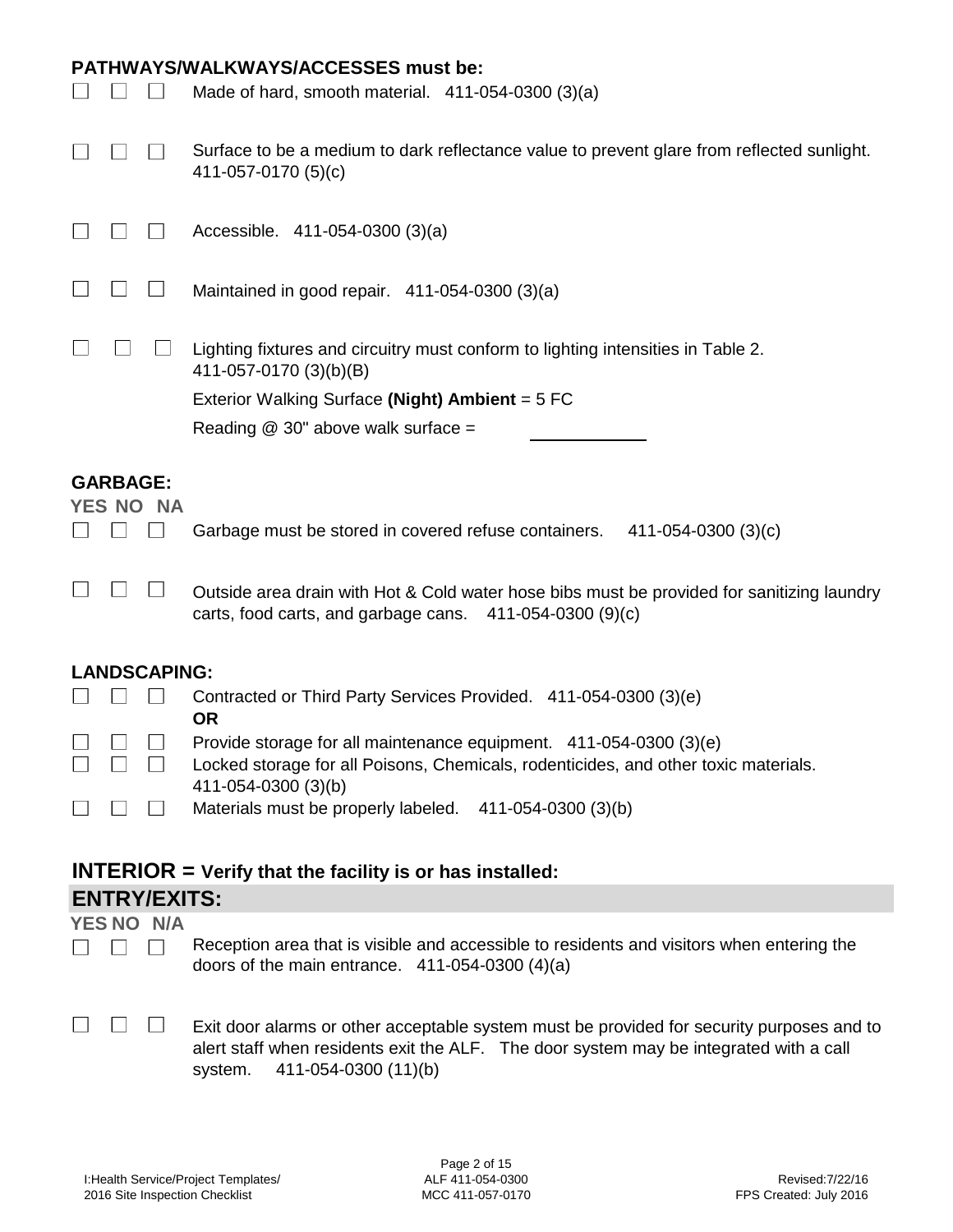**PATHWAYS/WALKWAYS/ACCESSES must be:**

☐ ☐ ☐ Made of hard, smooth material. 411-054-0300 (3)(a)

☐ ☐ ☐ Surface to be a medium to dark reflectance value to prevent glare from reflected sunlight. 411-057-0170 (5)(c)

☐ ☐ ☐ Accessible. 411-054-0300 (3)(a)

☐ ☐ ☐ Maintained in good repair. 411-054-0300 (3)(a)

☐ ☐ ☐ Lighting fixtures and circuitry must conform to lighting intensities in Table 2. 411-057-0170 (3)(b)(B)

Exterior Walking Surface **(Night) Ambient** = 5 FC

Reading @ 30" above walk surface = ____________

**GARBAGE:**

**YES NO NA**

☐ ☐ ☐ Garbage must be stored in covered refuse containers. 411-054-0300 (3)(c)

☐ ☐ ☐ Outside area drain with Hot & Cold water hose bibs must be provided for sanitizing laundry carts, food carts, and garbage cans. 411-054-0300 (9)(c)

**LANDSCAPING:**

☐ ☐ ☐ Contracted or Third Party Services Provided. 411-054-0300 (3)(e)
**OR**

☐ ☐ ☐ Provide storage for all maintenance equipment. 411-054-0300 (3)(e)

☐ ☐ ☐ Locked storage for all Poisons, Chemicals, rodenticides, and other toxic materials. 411-054-0300 (3)(b)

☐ ☐ ☐ Materials must be properly labeled. 411-054-0300 (3)(b)

## INTERIOR = Verify that the facility is or has installed:

### ENTRY/EXITS:

**YES NO N/A**

☐ ☐ ☐ Reception area that is visible and accessible to residents and visitors when entering the doors of the main entrance. 411-054-0300 (4)(a)

☐ ☐ ☐ Exit door alarms or other acceptable system must be provided for security purposes and to alert staff when residents exit the ALF. The door system may be integrated with a call system. 411-054-0300 (11)(b)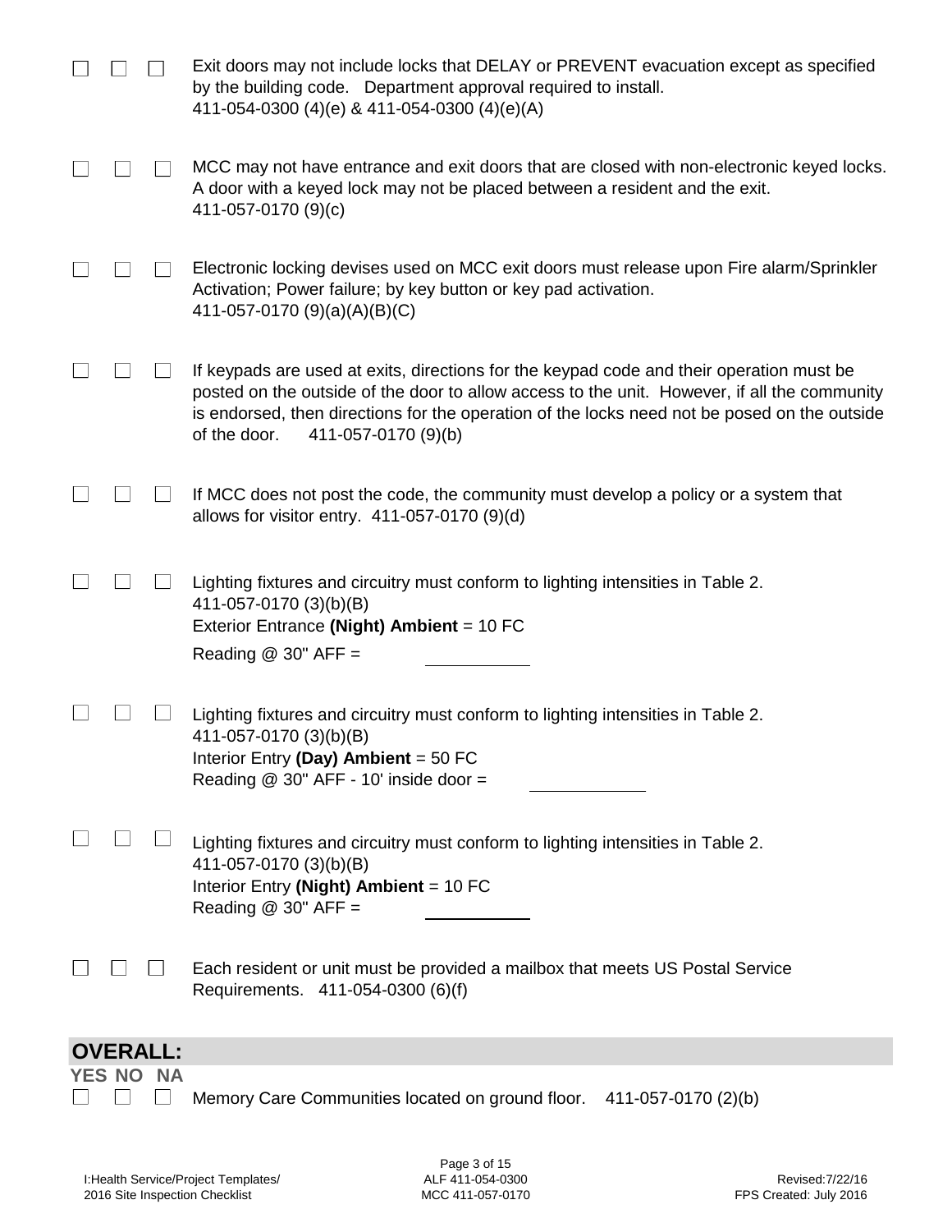☐ ☐ ☐ Exit doors may not include locks that DELAY or PREVENT evacuation except as specified by the building code. Department approval required to install.
411-054-0300 (4)(e) & 411-054-0300 (4)(e)(A)

☐ ☐ ☐ MCC may not have entrance and exit doors that are closed with non-electronic keyed locks. A door with a keyed lock may not be placed between a resident and the exit.
411-057-0170 (9)(c)

☐ ☐ ☐ Electronic locking devises used on MCC exit doors must release upon Fire alarm/Sprinkler Activation; Power failure; by key button or key pad activation.
411-057-0170 (9)(a)(A)(B)(C)

☐ ☐ ☐ If keypads are used at exits, directions for the keypad code and their operation must be posted on the outside of the door to allow access to the unit. However, if all the community is endorsed, then directions for the operation of the locks need not be posed on the outside of the door. 411-057-0170 (9)(b)

☐ ☐ ☐ If MCC does not post the code, the community must develop a policy or a system that allows for visitor entry. 411-057-0170 (9)(d)

☐ ☐ ☐ Lighting fixtures and circuitry must conform to lighting intensities in Table 2.
411-057-0170 (3)(b)(B)
Exterior Entrance **(Night) Ambient** = 10 FC
Reading @ 30" AFF = ___________

☐ ☐ ☐ Lighting fixtures and circuitry must conform to lighting intensities in Table 2.
411-057-0170 (3)(b)(B)
Interior Entry **(Day) Ambient** = 50 FC
Reading @ 30" AFF - 10' inside door = ___________

☐ ☐ ☐ Lighting fixtures and circuitry must conform to lighting intensities in Table 2.
411-057-0170 (3)(b)(B)
Interior Entry **(Night) Ambient** = 10 FC
Reading @ 30" AFF = ___________

☐ ☐ ☐ Each resident or unit must be provided a mailbox that meets US Postal Service Requirements. 411-054-0300 (6)(f)

## OVERALL:

**YES NO NA**

☐ ☐ ☐ Memory Care Communities located on ground floor. 411-057-0170 (2)(b)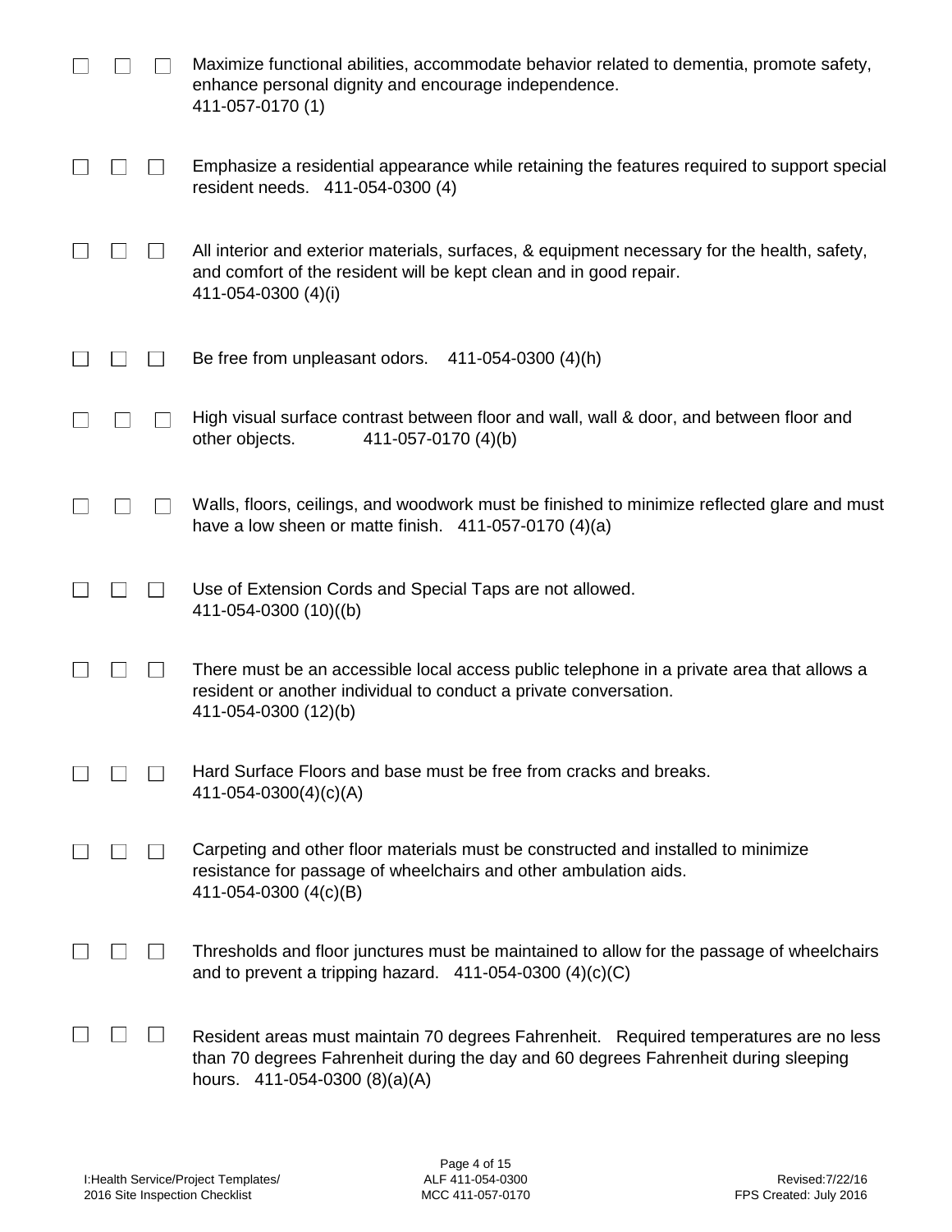- ☐ ☐ ☐ Maximize functional abilities, accommodate behavior related to dementia, promote safety, enhance personal dignity and encourage independence.
  411-057-0170 (1)

- ☐ ☐ ☐ Emphasize a residential appearance while retaining the features required to support special resident needs. 411-054-0300 (4)

- ☐ ☐ ☐ All interior and exterior materials, surfaces, & equipment necessary for the health, safety, and comfort of the resident will be kept clean and in good repair.
  411-054-0300 (4)(i)

- ☐ ☐ ☐ Be free from unpleasant odors. 411-054-0300 (4)(h)

- ☐ ☐ ☐ High visual surface contrast between floor and wall, wall & door, and between floor and other objects. 411-057-0170 (4)(b)

- ☐ ☐ ☐ Walls, floors, ceilings, and woodwork must be finished to minimize reflected glare and must have a low sheen or matte finish. 411-057-0170 (4)(a)

- ☐ ☐ ☐ Use of Extension Cords and Special Taps are not allowed.
  411-054-0300 (10)((b)

- ☐ ☐ ☐ There must be an accessible local access public telephone in a private area that allows a resident or another individual to conduct a private conversation.
  411-054-0300 (12)(b)

- ☐ ☐ ☐ Hard Surface Floors and base must be free from cracks and breaks.
  411-054-0300(4)(c)(A)

- ☐ ☐ ☐ Carpeting and other floor materials must be constructed and installed to minimize resistance for passage of wheelchairs and other ambulation aids.
  411-054-0300 (4(c)(B)

- ☐ ☐ ☐ Thresholds and floor junctures must be maintained to allow for the passage of wheelchairs and to prevent a tripping hazard. 411-054-0300 (4)(c)(C)

- ☐ ☐ ☐ Resident areas must maintain 70 degrees Fahrenheit. Required temperatures are no less than 70 degrees Fahrenheit during the day and 60 degrees Fahrenheit during sleeping hours. 411-054-0300 (8)(a)(A)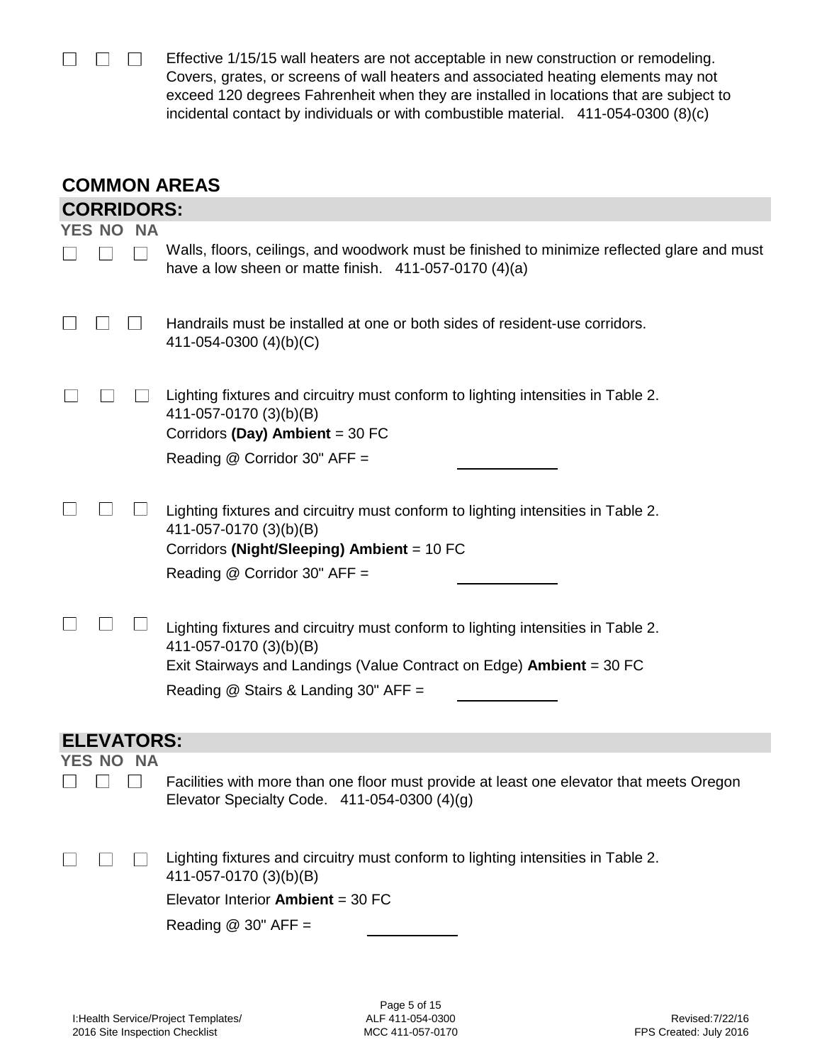☐ ☐ ☐ Effective 1/15/15 wall heaters are not acceptable in new construction or remodeling. Covers, grates, or screens of wall heaters and associated heating elements may not exceed 120 degrees Fahrenheit when they are installed in locations that are subject to incidental contact by individuals or with combustible material. 411-054-0300 (8)(c)

# COMMON AREAS

## CORRIDORS:

| YES | NO | NA | |
|---|---|---|---|
| ☐ | ☐ | ☐ | Walls, floors, ceilings, and woodwork must be finished to minimize reflected glare and must have a low sheen or matte finish. 411-057-0170 (4)(a) |
| ☐ | ☐ | ☐ | Handrails must be installed at one or both sides of resident-use corridors. 411-054-0300 (4)(b)(C) |
| ☐ | ☐ | ☐ | Lighting fixtures and circuitry must conform to lighting intensities in Table 2. 411-057-0170 (3)(b)(B)<br>Corridors **(Day) Ambient** = 30 FC<br>Reading @ Corridor 30" AFF = ____________ |
| ☐ | ☐ | ☐ | Lighting fixtures and circuitry must conform to lighting intensities in Table 2. 411-057-0170 (3)(b)(B)<br>Corridors **(Night/Sleeping) Ambient** = 10 FC<br>Reading @ Corridor 30" AFF = ____________ |
| ☐ | ☐ | ☐ | Lighting fixtures and circuitry must conform to lighting intensities in Table 2. 411-057-0170 (3)(b)(B)<br>Exit Stairways and Landings (Value Contract on Edge) **Ambient** = 30 FC<br>Reading @ Stairs & Landing 30" AFF = ____________ |

## ELEVATORS:

| YES | NO | NA | |
|---|---|---|---|
| ☐ | ☐ | ☐ | Facilities with more than one floor must provide at least one elevator that meets Oregon Elevator Specialty Code. 411-054-0300 (4)(g) |
| ☐ | ☐ | ☐ | Lighting fixtures and circuitry must conform to lighting intensities in Table 2. 411-057-0170 (3)(b)(B)<br>Elevator Interior **Ambient** = 30 FC<br>Reading @ 30" AFF = ____________ |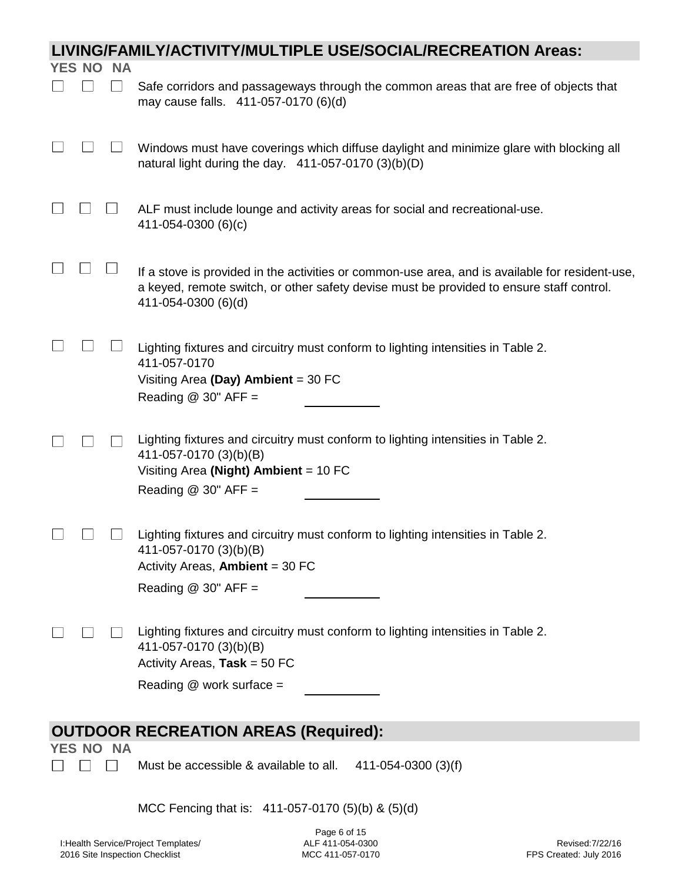## LIVING/FAMILY/ACTIVITY/MULTIPLE USE/SOCIAL/RECREATION Areas:

| YES | NO | NA | |
|---|---|---|---|
| ☐ | ☐ | ☐ | Safe corridors and passageways through the common areas that are free of objects that may cause falls. 411-057-0170 (6)(d) |
| ☐ | ☐ | ☐ | Windows must have coverings which diffuse daylight and minimize glare with blocking all natural light during the day. 411-057-0170 (3)(b)(D) |
| ☐ | ☐ | ☐ | ALF must include lounge and activity areas for social and recreational-use. 411-054-0300 (6)(c) |
| ☐ | ☐ | ☐ | If a stove is provided in the activities or common-use area, and is available for resident-use, a keyed, remote switch, or other safety devise must be provided to ensure staff control. 411-054-0300 (6)(d) |
| ☐ | ☐ | ☐ | Lighting fixtures and circuitry must conform to lighting intensities in Table 2. 411-057-0170<br>Visiting Area **(Day) Ambient** = 30 FC<br>Reading @ 30" AFF = ________ |
| ☐ | ☐ | ☐ | Lighting fixtures and circuitry must conform to lighting intensities in Table 2. 411-057-0170 (3)(b)(B)<br>Visiting Area **(Night) Ambient** = 10 FC<br>Reading @ 30" AFF = ________ |
| ☐ | ☐ | ☐ | Lighting fixtures and circuitry must conform to lighting intensities in Table 2. 411-057-0170 (3)(b)(B)<br>Activity Areas, **Ambient** = 30 FC<br>Reading @ 30" AFF = ________ |
| ☐ | ☐ | ☐ | Lighting fixtures and circuitry must conform to lighting intensities in Table 2. 411-057-0170 (3)(b)(B)<br>Activity Areas, **Task** = 50 FC<br>Reading @ work surface = ________ |

## OUTDOOR RECREATION AREAS (Required):

| YES | NO | NA | |
|---|---|---|---|
| ☐ | ☐ | ☐ | Must be accessible & available to all. 411-054-0300 (3)(f) |

MCC Fencing that is: 411-057-0170 (5)(b) & (5)(d)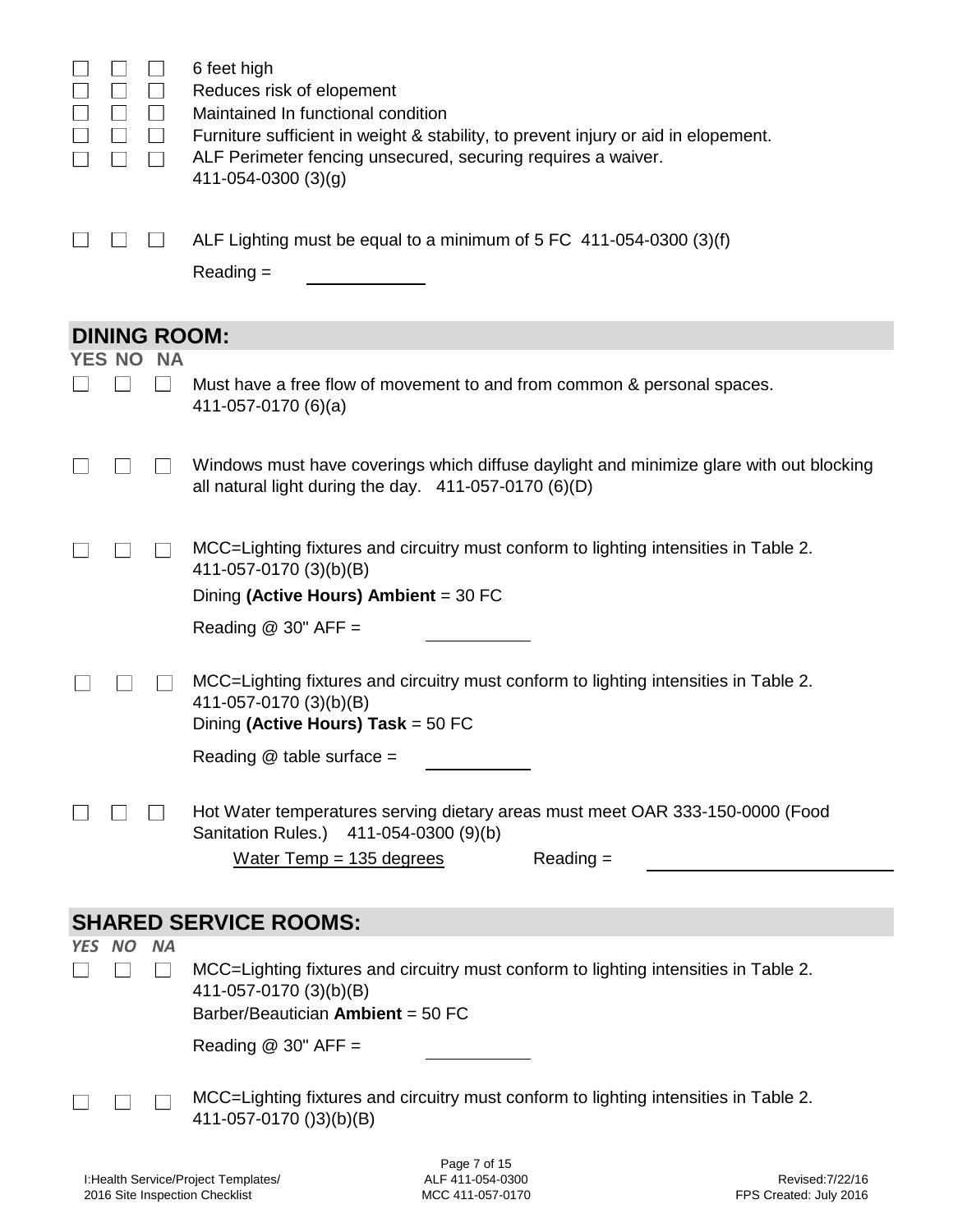| YES | NO | NA | |
|---|---|---|---|
| ☐ | ☐ | ☐ | 6 feet high |
| ☐ | ☐ | ☐ | Reduces risk of elopement |
| ☐ | ☐ | ☐ | Maintained In functional condition |
| ☐ | ☐ | ☐ | Furniture sufficient in weight & stability, to prevent injury or aid in elopement. |
| ☐ | ☐ | ☐ | ALF Perimeter fencing unsecured, securing requires a waiver. 411-054-0300 (3)(g) |
| ☐ | ☐ | ☐ | ALF Lighting must be equal to a minimum of 5 FC 411-054-0300 (3)(f)<br>Reading = ____________ |

## DINING ROOM:

| YES | NO | NA | |
|---|---|---|---|
| ☐ | ☐ | ☐ | Must have a free flow of movement to and from common & personal spaces. 411-057-0170 (6)(a) |
| ☐ | ☐ | ☐ | Windows must have coverings which diffuse daylight and minimize glare with out blocking all natural light during the day. 411-057-0170 (6)(D) |
| ☐ | ☐ | ☐ | MCC=Lighting fixtures and circuitry must conform to lighting intensities in Table 2. 411-057-0170 (3)(b)(B)<br>Dining **(Active Hours) Ambient** = 30 FC<br>Reading @ 30" AFF = ____________ |
| ☐ | ☐ | ☐ | MCC=Lighting fixtures and circuitry must conform to lighting intensities in Table 2. 411-057-0170 (3)(b)(B)<br>Dining **(Active Hours) Task** = 50 FC<br>Reading @ table surface = ____________ |
| ☐ | ☐ | ☐ | Hot Water temperatures serving dietary areas must meet OAR 333-150-0000 (Food Sanitation Rules.) 411-054-0300 (9)(b)<br>Water Temp = 135 degrees Reading = ____________ |

## SHARED SERVICE ROOMS:

| *YES* | *NO* | *NA* | |
|---|---|---|---|
| ☐ | ☐ | ☐ | MCC=Lighting fixtures and circuitry must conform to lighting intensities in Table 2. 411-057-0170 (3)(b)(B)<br>Barber/Beautician **Ambient** = 50 FC<br>Reading @ 30" AFF = ____________ |
| ☐ | ☐ | ☐ | MCC=Lighting fixtures and circuitry must conform to lighting intensities in Table 2. 411-057-0170 ()3)(b)(B) |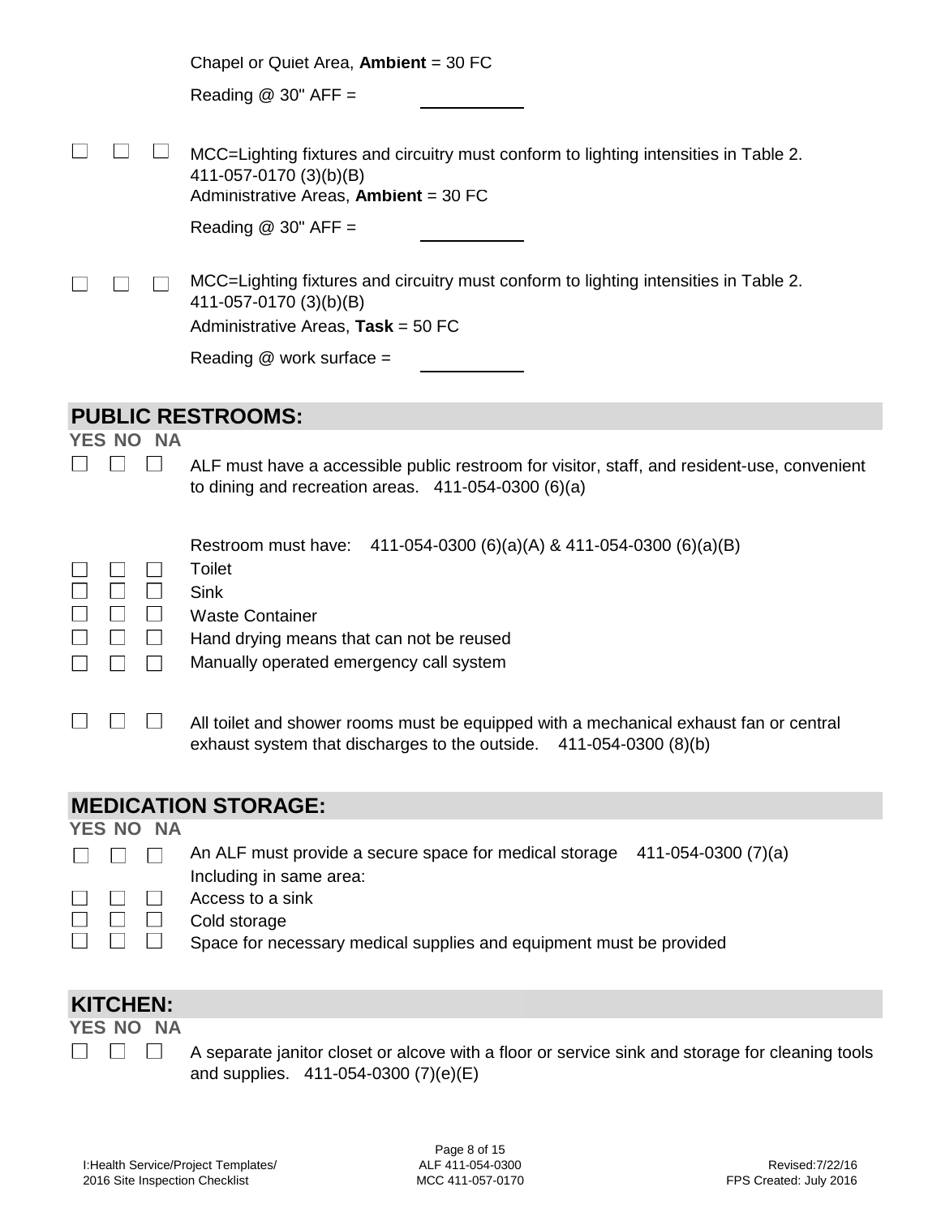Chapel or Quiet Area, **Ambient** = 30 FC

Reading @ 30" AFF = \_\_\_\_\_\_\_\_\_\_

☐ ☐ ☐ MCC=Lighting fixtures and circuitry must conform to lighting intensities in Table 2. 411-057-0170 (3)(b)(B)
Administrative Areas, **Ambient** = 30 FC

Reading @ 30" AFF = \_\_\_\_\_\_\_\_\_\_

☐ ☐ ☐ MCC=Lighting fixtures and circuitry must conform to lighting intensities in Table 2. 411-057-0170 (3)(b)(B)
Administrative Areas, **Task** = 50 FC

Reading @ work surface = \_\_\_\_\_\_\_\_\_\_

## PUBLIC RESTROOMS:

**YES NO NA**

☐ ☐ ☐ ALF must have a accessible public restroom for visitor, staff, and resident-use, convenient to dining and recreation areas. 411-054-0300 (6)(a)

Restroom must have: 411-054-0300 (6)(a)(A) & 411-054-0300 (6)(a)(B)

☐ ☐ ☐ Toilet
☐ ☐ ☐ Sink
☐ ☐ ☐ Waste Container
☐ ☐ ☐ Hand drying means that can not be reused
☐ ☐ ☐ Manually operated emergency call system

☐ ☐ ☐ All toilet and shower rooms must be equipped with a mechanical exhaust fan or central exhaust system that discharges to the outside. 411-054-0300 (8)(b)

## MEDICATION STORAGE:

**YES NO NA**

☐ ☐ ☐ An ALF must provide a secure space for medical storage 411-054-0300 (7)(a)
Including in same area:
☐ ☐ ☐ Access to a sink
☐ ☐ ☐ Cold storage
☐ ☐ ☐ Space for necessary medical supplies and equipment must be provided

## KITCHEN:

**YES NO NA**

☐ ☐ ☐ A separate janitor closet or alcove with a floor or service sink and storage for cleaning tools and supplies. 411-054-0300 (7)(e)(E)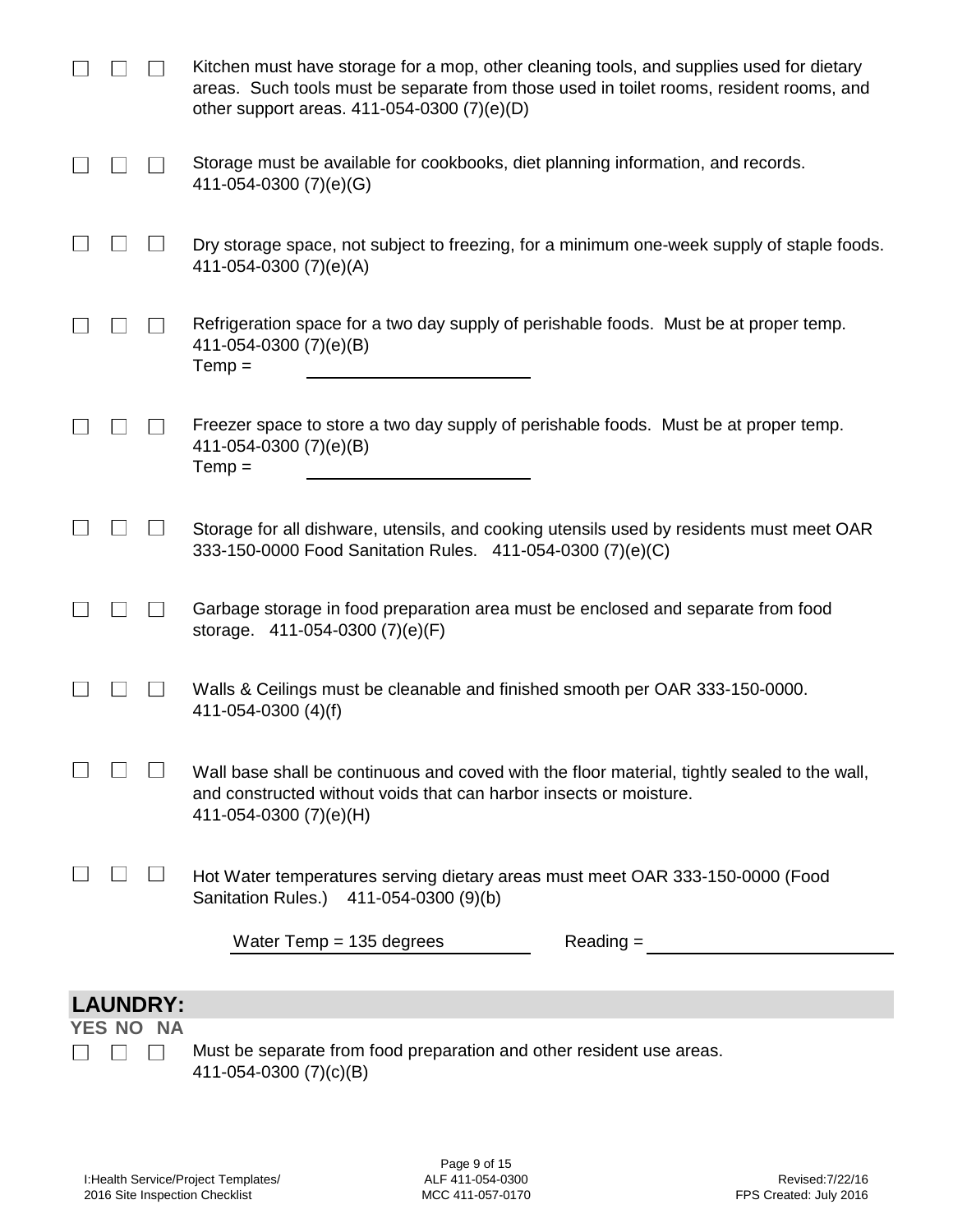| | | | |
|---|---|---|---|
| ☐ | ☐ | ☐ | Kitchen must have storage for a mop, other cleaning tools, and supplies used for dietary areas. Such tools must be separate from those used in toilet rooms, resident rooms, and other support areas. 411-054-0300 (7)(e)(D) |
| ☐ | ☐ | ☐ | Storage must be available for cookbooks, diet planning information, and records. 411-054-0300 (7)(e)(G) |
| ☐ | ☐ | ☐ | Dry storage space, not subject to freezing, for a minimum one-week supply of staple foods. 411-054-0300 (7)(e)(A) |
| ☐ | ☐ | ☐ | Refrigeration space for a two day supply of perishable foods. Must be at proper temp. 411-054-0300 (7)(e)(B)<br>Temp = ______________ |
| ☐ | ☐ | ☐ | Freezer space to store a two day supply of perishable foods. Must be at proper temp. 411-054-0300 (7)(e)(B)<br>Temp = ______________ |
| ☐ | ☐ | ☐ | Storage for all dishware, utensils, and cooking utensils used by residents must meet OAR 333-150-0000 Food Sanitation Rules. 411-054-0300 (7)(e)(C) |
| ☐ | ☐ | ☐ | Garbage storage in food preparation area must be enclosed and separate from food storage. 411-054-0300 (7)(e)(F) |
| ☐ | ☐ | ☐ | Walls & Ceilings must be cleanable and finished smooth per OAR 333-150-0000. 411-054-0300 (4)(f) |
| ☐ | ☐ | ☐ | Wall base shall be continuous and coved with the floor material, tightly sealed to the wall, and constructed without voids that can harbor insects or moisture. 411-054-0300 (7)(e)(H) |
| ☐ | ☐ | ☐ | Hot Water temperatures serving dietary areas must meet OAR 333-150-0000 (Food Sanitation Rules.) 411-054-0300 (9)(b)<br>Water Temp = 135 degrees Reading = ______________ |

## LAUNDRY:

| YES | NO | NA | |
|---|---|---|---|
| ☐ | ☐ | ☐ | Must be separate from food preparation and other resident use areas. 411-054-0300 (7)(c)(B) |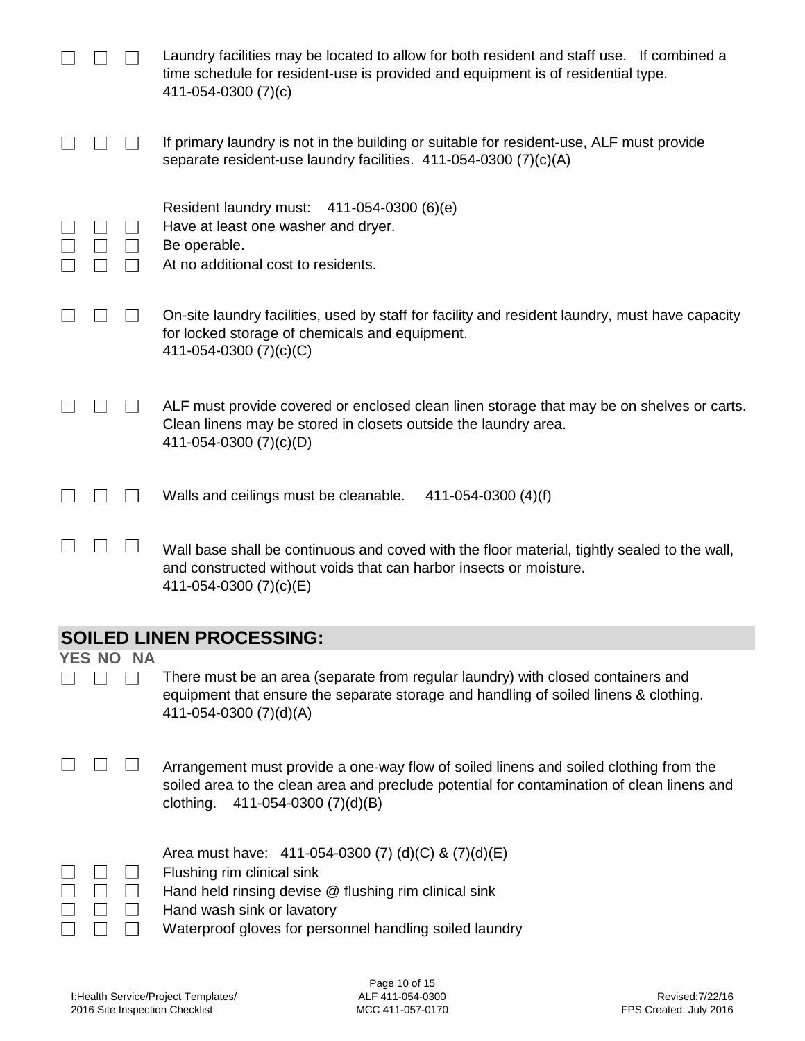☐ ☐ ☐ Laundry facilities may be located to allow for both resident and staff use. If combined a time schedule for resident-use is provided and equipment is of residential type. 411-054-0300 (7)(c)

☐ ☐ ☐ If primary laundry is not in the building or suitable for resident-use, ALF must provide separate resident-use laundry facilities. 411-054-0300 (7)(c)(A)

Resident laundry must: 411-054-0300 (6)(e)

☐ ☐ ☐ Have at least one washer and dryer.
☐ ☐ ☐ Be operable.
☐ ☐ ☐ At no additional cost to residents.

☐ ☐ ☐ On-site laundry facilities, used by staff for facility and resident laundry, must have capacity for locked storage of chemicals and equipment. 411-054-0300 (7)(c)(C)

☐ ☐ ☐ ALF must provide covered or enclosed clean linen storage that may be on shelves or carts. Clean linens may be stored in closets outside the laundry area. 411-054-0300 (7)(c)(D)

☐ ☐ ☐ Walls and ceilings must be cleanable. 411-054-0300 (4)(f)

☐ ☐ ☐ Wall base shall be continuous and coved with the floor material, tightly sealed to the wall, and constructed without voids that can harbor insects or moisture. 411-054-0300 (7)(c)(E)

## SOILED LINEN PROCESSING:

YES NO NA

☐ ☐ ☐ There must be an area (separate from regular laundry) with closed containers and equipment that ensure the separate storage and handling of soiled linens & clothing. 411-054-0300 (7)(d)(A)

☐ ☐ ☐ Arrangement must provide a one-way flow of soiled linens and soiled clothing from the soiled area to the clean area and preclude potential for contamination of clean linens and clothing. 411-054-0300 (7)(d)(B)

Area must have: 411-054-0300 (7) (d)(C) & (7)(d)(E)

☐ ☐ ☐ Flushing rim clinical sink
☐ ☐ ☐ Hand held rinsing devise @ flushing rim clinical sink
☐ ☐ ☐ Hand wash sink or lavatory
☐ ☐ ☐ Waterproof gloves for personnel handling soiled laundry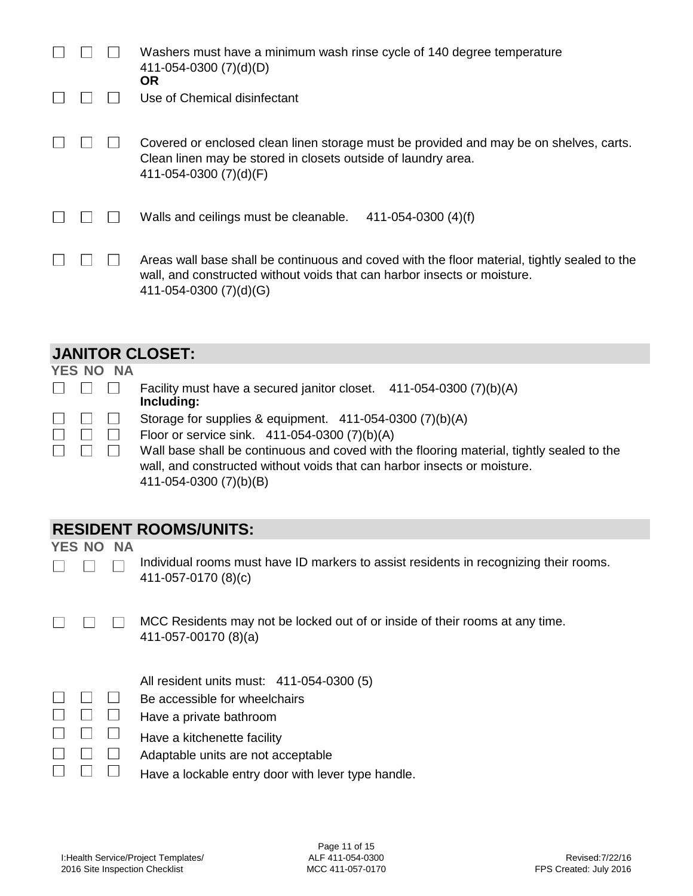☐ ☐ ☐ Washers must have a minimum wash rinse cycle of 140 degree temperature
411-054-0300 (7)(d)(D)
**OR**

☐ ☐ ☐ Use of Chemical disinfectant

☐ ☐ ☐ Covered or enclosed clean linen storage must be provided and may be on shelves, carts. Clean linen may be stored in closets outside of laundry area.
411-054-0300 (7)(d)(F)

☐ ☐ ☐ Walls and ceilings must be cleanable. 411-054-0300 (4)(f)

☐ ☐ ☐ Areas wall base shall be continuous and coved with the floor material, tightly sealed to the wall, and constructed without voids that can harbor insects or moisture.
411-054-0300 (7)(d)(G)

## JANITOR CLOSET:

**YES NO NA**

☐ ☐ ☐ Facility must have a secured janitor closet. 411-054-0300 (7)(b)(A)
**Including:**

☐ ☐ ☐ Storage for supplies & equipment. 411-054-0300 (7)(b)(A)

☐ ☐ ☐ Floor or service sink. 411-054-0300 (7)(b)(A)

☐ ☐ ☐ Wall base shall be continuous and coved with the flooring material, tightly sealed to the wall, and constructed without voids that can harbor insects or moisture.
411-054-0300 (7)(b)(B)

## RESIDENT ROOMS/UNITS:

**YES NO NA**

☐ ☐ ☐ Individual rooms must have ID markers to assist residents in recognizing their rooms.
411-057-0170 (8)(c)

☐ ☐ ☐ MCC Residents may not be locked out of or inside of their rooms at any time.
411-057-00170 (8)(a)

All resident units must: 411-054-0300 (5)

☐ ☐ ☐ Be accessible for wheelchairs

☐ ☐ ☐ Have a private bathroom

☐ ☐ ☐ Have a kitchenette facility

☐ ☐ ☐ Adaptable units are not acceptable

☐ ☐ ☐ Have a lockable entry door with lever type handle.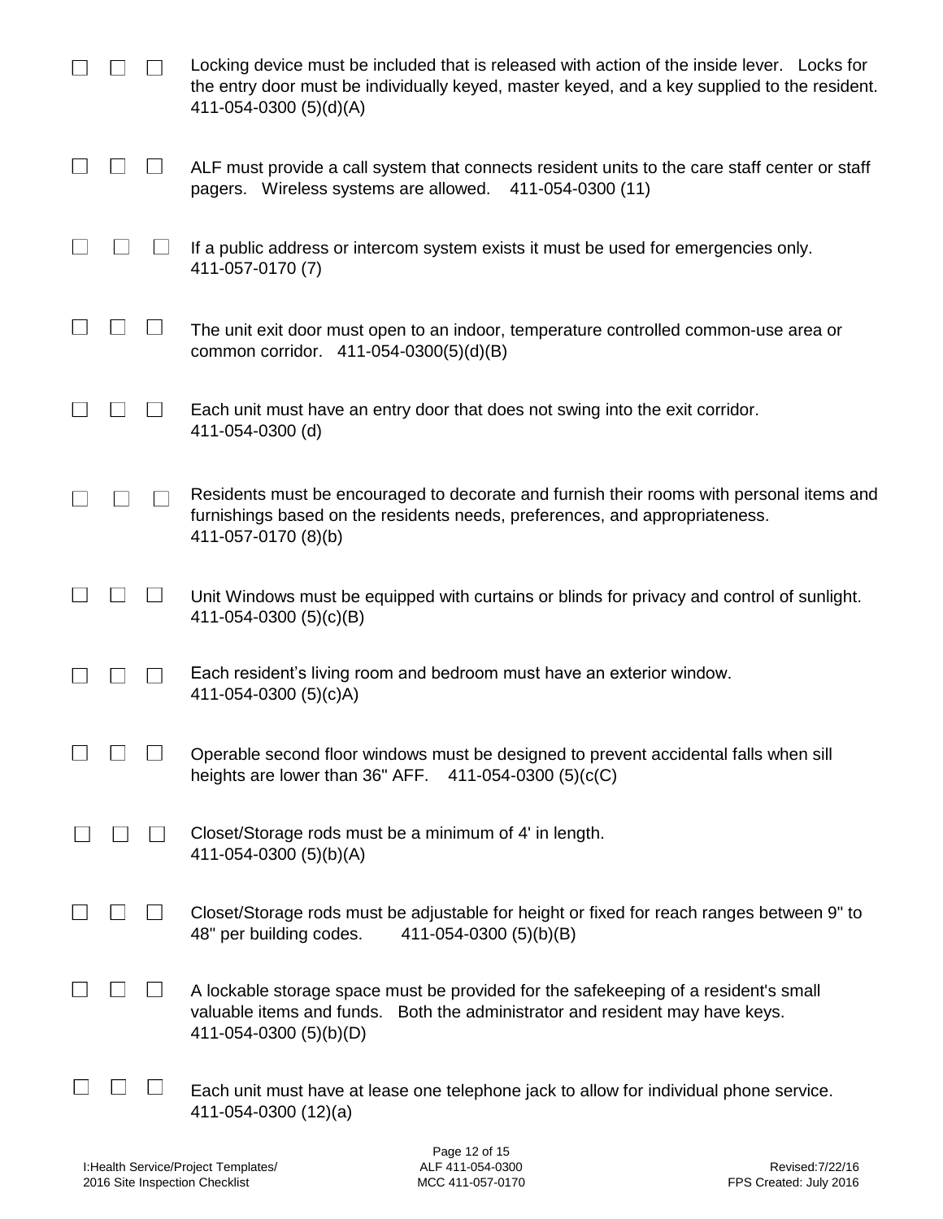☐ ☐ ☐ Locking device must be included that is released with action of the inside lever. Locks for the entry door must be individually keyed, master keyed, and a key supplied to the resident. 411-054-0300 (5)(d)(A)

☐ ☐ ☐ ALF must provide a call system that connects resident units to the care staff center or staff pagers. Wireless systems are allowed. 411-054-0300 (11)

☐ ☐ ☐ If a public address or intercom system exists it must be used for emergencies only. 411-057-0170 (7)

☐ ☐ ☐ The unit exit door must open to an indoor, temperature controlled common-use area or common corridor. 411-054-0300(5)(d)(B)

☐ ☐ ☐ Each unit must have an entry door that does not swing into the exit corridor. 411-054-0300 (d)

☐ ☐ ☐ Residents must be encouraged to decorate and furnish their rooms with personal items and furnishings based on the residents needs, preferences, and appropriateness. 411-057-0170 (8)(b)

☐ ☐ ☐ Unit Windows must be equipped with curtains or blinds for privacy and control of sunlight. 411-054-0300 (5)(c)(B)

☐ ☐ ☐ Each resident's living room and bedroom must have an exterior window. 411-054-0300 (5)(c)A)

☐ ☐ ☐ Operable second floor windows must be designed to prevent accidental falls when sill heights are lower than 36" AFF. 411-054-0300 (5)(c(C)

☐ ☐ ☐ Closet/Storage rods must be a minimum of 4' in length. 411-054-0300 (5)(b)(A)

☐ ☐ ☐ Closet/Storage rods must be adjustable for height or fixed for reach ranges between 9" to 48" per building codes. 411-054-0300 (5)(b)(B)

☐ ☐ ☐ A lockable storage space must be provided for the safekeeping of a resident's small valuable items and funds. Both the administrator and resident may have keys. 411-054-0300 (5)(b)(D)

☐ ☐ ☐ Each unit must have at lease one telephone jack to allow for individual phone service. 411-054-0300 (12)(a)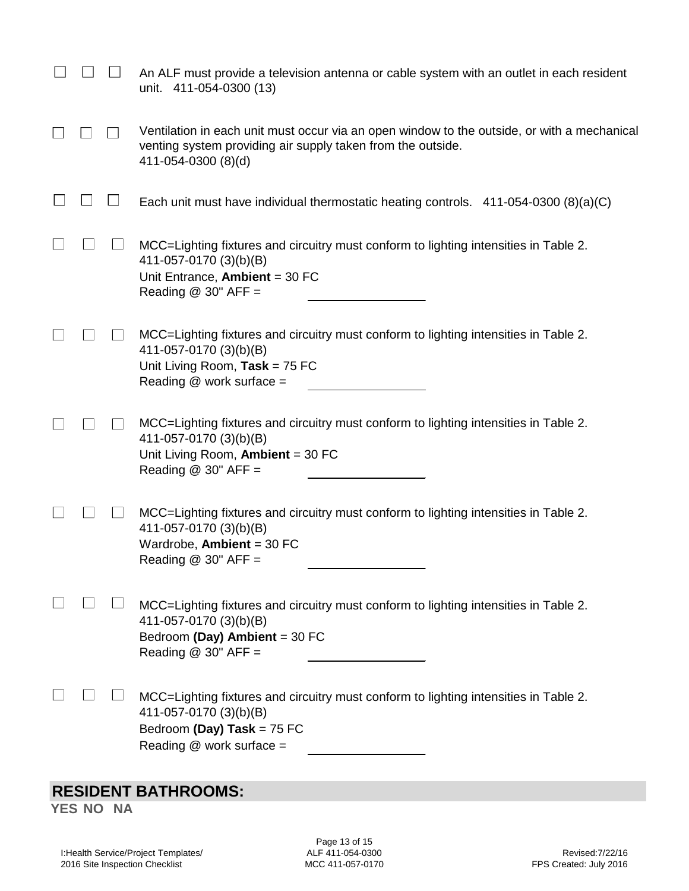☐ ☐ ☐ An ALF must provide a television antenna or cable system with an outlet in each resident unit. 411-054-0300 (13)

☐ ☐ ☐ Ventilation in each unit must occur via an open window to the outside, or with a mechanical venting system providing air supply taken from the outside. 411-054-0300 (8)(d)

☐ ☐ ☐ Each unit must have individual thermostatic heating controls. 411-054-0300 (8)(a)(C)

☐ ☐ ☐ MCC=Lighting fixtures and circuitry must conform to lighting intensities in Table 2. 411-057-0170 (3)(b)(B)
Unit Entrance, **Ambient** = 30 FC
Reading @ 30" AFF = ____________

☐ ☐ ☐ MCC=Lighting fixtures and circuitry must conform to lighting intensities in Table 2. 411-057-0170 (3)(b)(B)
Unit Living Room, **Task** = 75 FC
Reading @ work surface = ____________

☐ ☐ ☐ MCC=Lighting fixtures and circuitry must conform to lighting intensities in Table 2. 411-057-0170 (3)(b)(B)
Unit Living Room, **Ambient** = 30 FC
Reading @ 30" AFF = ____________

☐ ☐ ☐ MCC=Lighting fixtures and circuitry must conform to lighting intensities in Table 2. 411-057-0170 (3)(b)(B)
Wardrobe, **Ambient** = 30 FC
Reading @ 30" AFF = ____________

☐ ☐ ☐ MCC=Lighting fixtures and circuitry must conform to lighting intensities in Table 2. 411-057-0170 (3)(b)(B)
Bedroom **(Day) Ambient** = 30 FC
Reading @ 30" AFF = ____________

☐ ☐ ☐ MCC=Lighting fixtures and circuitry must conform to lighting intensities in Table 2. 411-057-0170 (3)(b)(B)
Bedroom **(Day) Task** = 75 FC
Reading @ work surface = ____________

## RESIDENT BATHROOMS:

**YES NO NA**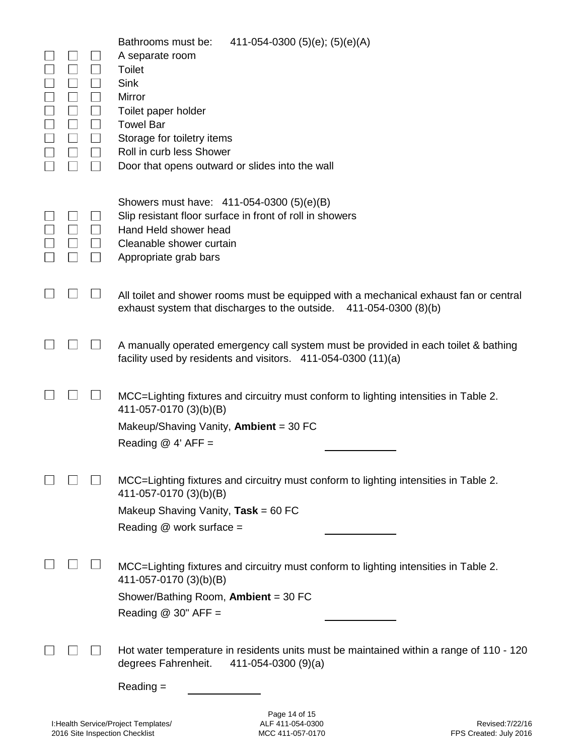Bathrooms must be: 411-054-0300 (5)(e); (5)(e)(A)

☐ ☐ ☐ A separate room
☐ ☐ ☐ Toilet
☐ ☐ ☐ Sink
☐ ☐ ☐ Mirror
☐ ☐ ☐ Toilet paper holder
☐ ☐ ☐ Towel Bar
☐ ☐ ☐ Storage for toiletry items
☐ ☐ ☐ Roll in curb less Shower
☐ ☐ ☐ Door that opens outward or slides into the wall

Showers must have: 411-054-0300 (5)(e)(B)

☐ ☐ ☐ Slip resistant floor surface in front of roll in showers
☐ ☐ ☐ Hand Held shower head
☐ ☐ ☐ Cleanable shower curtain
☐ ☐ ☐ Appropriate grab bars

☐ ☐ ☐ All toilet and shower rooms must be equipped with a mechanical exhaust fan or central exhaust system that discharges to the outside. 411-054-0300 (8)(b)

☐ ☐ ☐ A manually operated emergency call system must be provided in each toilet & bathing facility used by residents and visitors. 411-054-0300 (11)(a)

☐ ☐ ☐ MCC=Lighting fixtures and circuitry must conform to lighting intensities in Table 2. 411-057-0170 (3)(b)(B)

Makeup/Shaving Vanity, **Ambient** = 30 FC

Reading @ 4' AFF = ____________

☐ ☐ ☐ MCC=Lighting fixtures and circuitry must conform to lighting intensities in Table 2. 411-057-0170 (3)(b)(B)

Makeup Shaving Vanity, **Task** = 60 FC

Reading @ work surface = ____________

☐ ☐ ☐ MCC=Lighting fixtures and circuitry must conform to lighting intensities in Table 2. 411-057-0170 (3)(b)(B)

Shower/Bathing Room, **Ambient** = 30 FC

Reading @ 30" AFF = ____________

☐ ☐ ☐ Hot water temperature in residents units must be maintained within a range of 110 - 120 degrees Fahrenheit. 411-054-0300 (9)(a)

Reading = ____________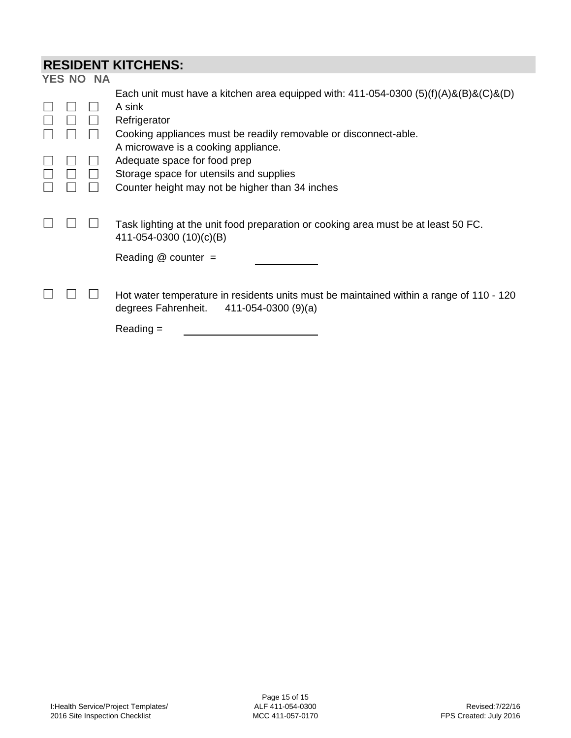## RESIDENT KITCHENS:

| YES | NO | NA | |
|---|---|---|---|
| | | | Each unit must have a kitchen area equipped with: 411-054-0300 (5)(f)(A)&(B)&(C)&(D) |
| ☐ | ☐ | ☐ | A sink |
| ☐ | ☐ | ☐ | Refrigerator |
| ☐ | ☐ | ☐ | Cooking appliances must be readily removable or disconnect-able. A microwave is a cooking appliance. |
| ☐ | ☐ | ☐ | Adequate space for food prep |
| ☐ | ☐ | ☐ | Storage space for utensils and supplies |
| ☐ | ☐ | ☐ | Counter height may not be higher than 34 inches |
| ☐ | ☐ | ☐ | Task lighting at the unit food preparation or cooking area must be at least 50 FC. 411-054-0300 (10)(c)(B)<br>Reading @ counter = ___________ |
| ☐ | ☐ | ☐ | Hot water temperature in residents units must be maintained within a range of 110 - 120 degrees Fahrenheit. 411-054-0300 (9)(a)<br>Reading = ______________________ |

I:Health Service/Project Templates/
2016 Site Inspection Checklist

ALF 411-054-0300
MCC 411-057-0170

Revised:7/22/16
FPS Created: July 2016